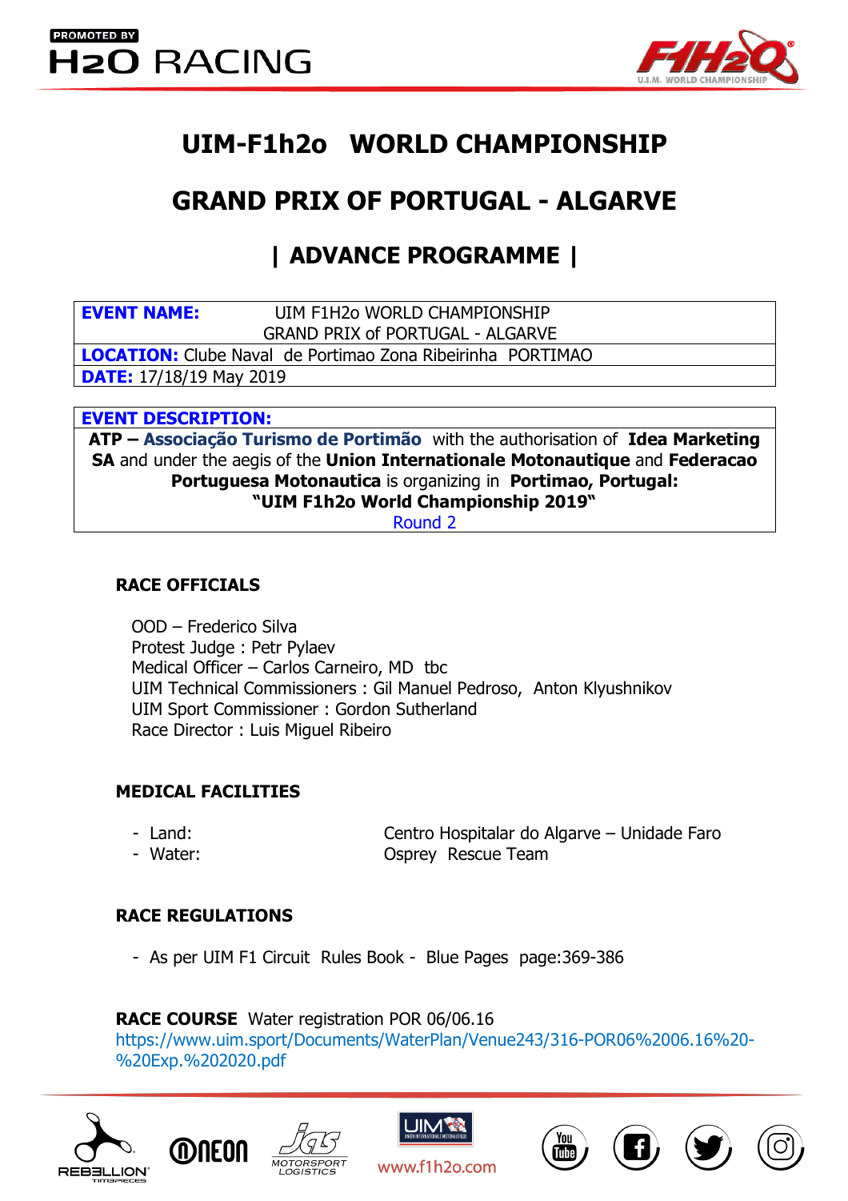# UIM-F1h2o WORLD CHAMPIONSHIP

# GRAND PRIX OF PORTUGAL - ALGARVE

## | ADVANCE PROGRAMME |

| | |
|---|---|
| **EVENT NAME:** | UIM F1H2o WORLD CHAMPIONSHIP<br>GRAND PRIX of PORTUGAL - ALGARVE |
| **LOCATION:** Clube Naval de Portimao Zona Ribeirinha PORTIMAO | |
| **DATE:** 17/18/19 May 2019 | |

**EVENT DESCRIPTION:**

**ATP – Associação Turismo de Portimão** with the authorisation of **Idea Marketing SA** and under the aegis of the **Union Internationale Motonautique** and **Federacao Portuguesa Motonautica** is organizing in **Portimao, Portugal:**
**"UIM F1h2o World Championship 2019"**
Round 2

### RACE OFFICIALS

OOD – Frederico Silva
Protest Judge : Petr Pylaev
Medical Officer – Carlos Carneiro, MD tbc
UIM Technical Commissioners : Gil Manuel Pedroso, Anton Klyushnikov
UIM Sport Commissioner : Gordon Sutherland
Race Director : Luis Miguel Ribeiro

### MEDICAL FACILITIES

- Land: Centro Hospitalar do Algarve – Unidade Faro
- Water: Osprey Rescue Team

### RACE REGULATIONS

- As per UIM F1 Circuit Rules Book - Blue Pages page:369-386

**RACE COURSE** Water registration POR 06/06.16
https://www.uim.sport/Documents/WaterPlan/Venue243/316-POR06%2006.16%20-%20Exp.%202020.pdf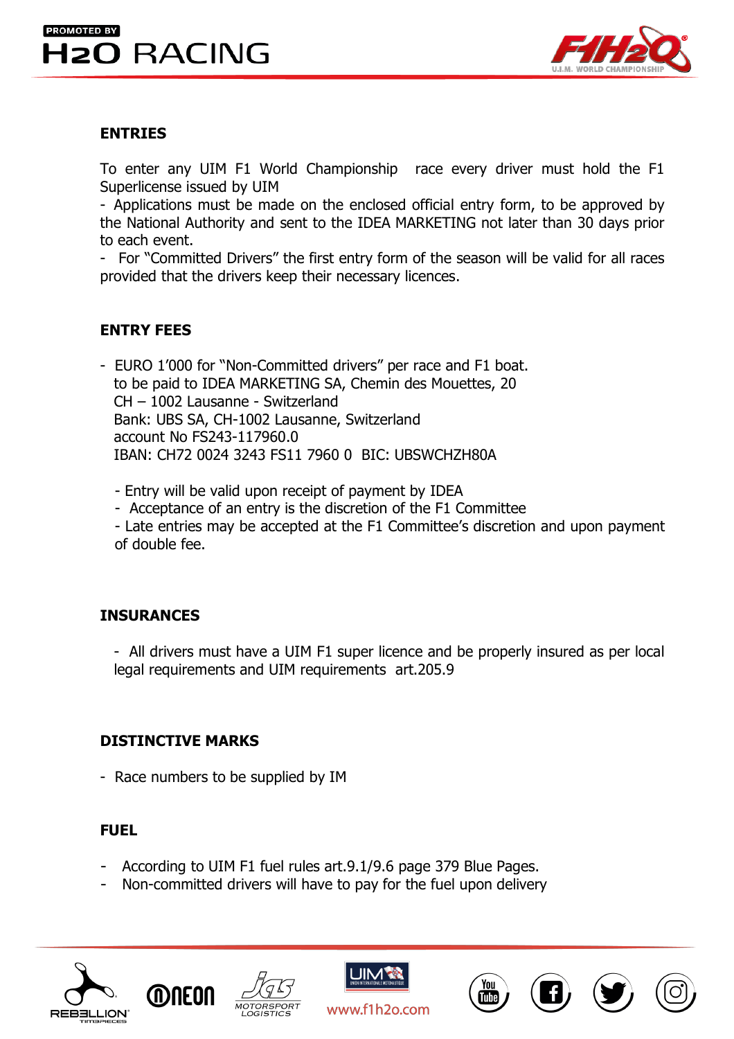## ENTRIES

To enter any UIM F1 World Championship race every driver must hold the F1 Superlicense issued by UIM

- Applications must be made on the enclosed official entry form, to be approved by the National Authority and sent to the IDEA MARKETING not later than 30 days prior to each event.
- For "Committed Drivers" the first entry form of the season will be valid for all races provided that the drivers keep their necessary licences.

## ENTRY FEES

- EURO 1'000 for "Non-Committed drivers" per race and F1 boat.
  to be paid to IDEA MARKETING SA, Chemin des Mouettes, 20
  CH – 1002 Lausanne - Switzerland
  Bank: UBS SA, CH-1002 Lausanne, Switzerland
  account No FS243-117960.0
  IBAN: CH72 0024 3243 FS11 7960 0 BIC: UBSWCHZH80A

  - Entry will be valid upon receipt of payment by IDEA
  - Acceptance of an entry is the discretion of the F1 Committee
  - Late entries may be accepted at the F1 Committee's discretion and upon payment of double fee.

## INSURANCES

- All drivers must have a UIM F1 super licence and be properly insured as per local legal requirements and UIM requirements art.205.9

## DISTINCTIVE MARKS

- Race numbers to be supplied by IM

## FUEL

- According to UIM F1 fuel rules art.9.1/9.6 page 379 Blue Pages.
- Non-committed drivers will have to pay for the fuel upon delivery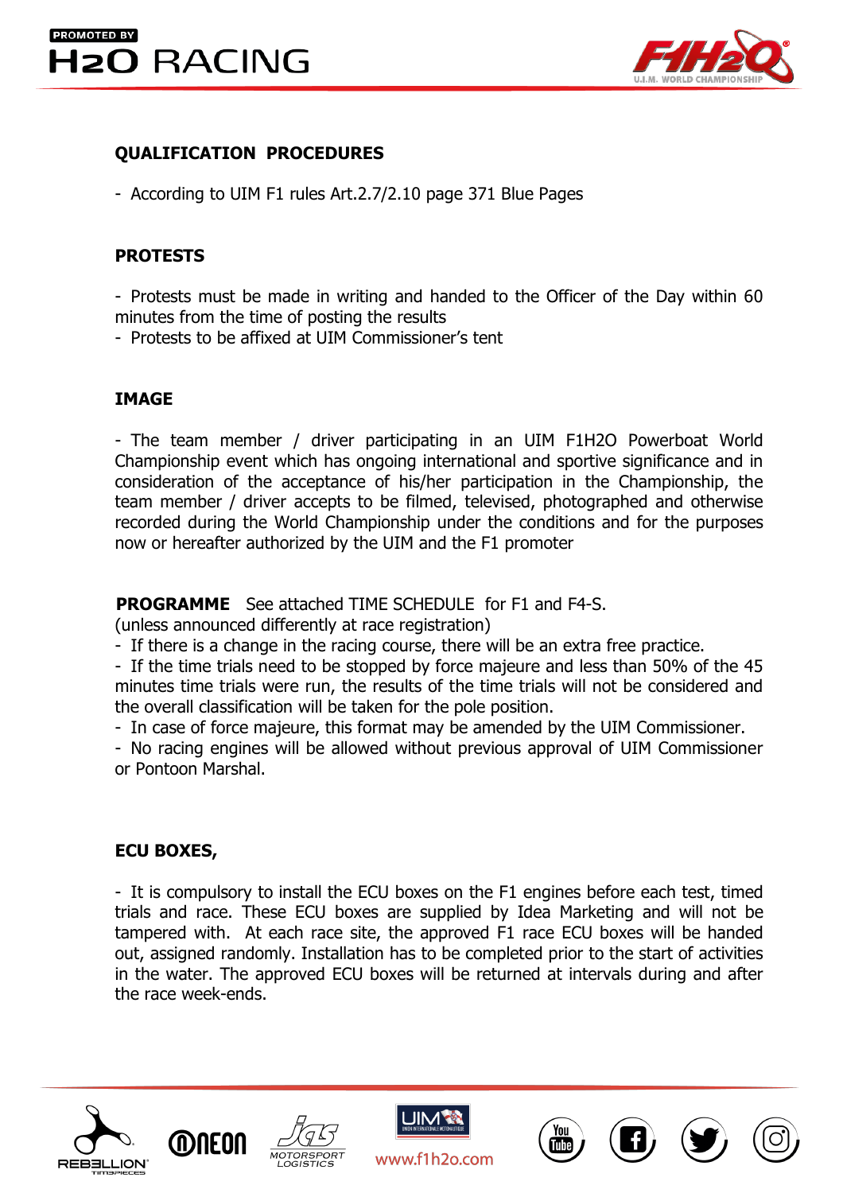## QUALIFICATION PROCEDURES

- According to UIM F1 rules Art.2.7/2.10 page 371 Blue Pages

## PROTESTS

- Protests must be made in writing and handed to the Officer of the Day within 60 minutes from the time of posting the results
- Protests to be affixed at UIM Commissioner's tent

## IMAGE

- The team member / driver participating in an UIM F1H2O Powerboat World Championship event which has ongoing international and sportive significance and in consideration of the acceptance of his/her participation in the Championship, the team member / driver accepts to be filmed, televised, photographed and otherwise recorded during the World Championship under the conditions and for the purposes now or hereafter authorized by the UIM and the F1 promoter

**PROGRAMME** See attached TIME SCHEDULE for F1 and F4-S.
(unless announced differently at race registration)

- If there is a change in the racing course, there will be an extra free practice.
- If the time trials need to be stopped by force majeure and less than 50% of the 45 minutes time trials were run, the results of the time trials will not be considered and the overall classification will be taken for the pole position.
- In case of force majeure, this format may be amended by the UIM Commissioner.
- No racing engines will be allowed without previous approval of UIM Commissioner or Pontoon Marshal.

## ECU BOXES,

- It is compulsory to install the ECU boxes on the F1 engines before each test, timed trials and race. These ECU boxes are supplied by Idea Marketing and will not be tampered with. At each race site, the approved F1 race ECU boxes will be handed out, assigned randomly. Installation has to be completed prior to the start of activities in the water. The approved ECU boxes will be returned at intervals during and after the race week-ends.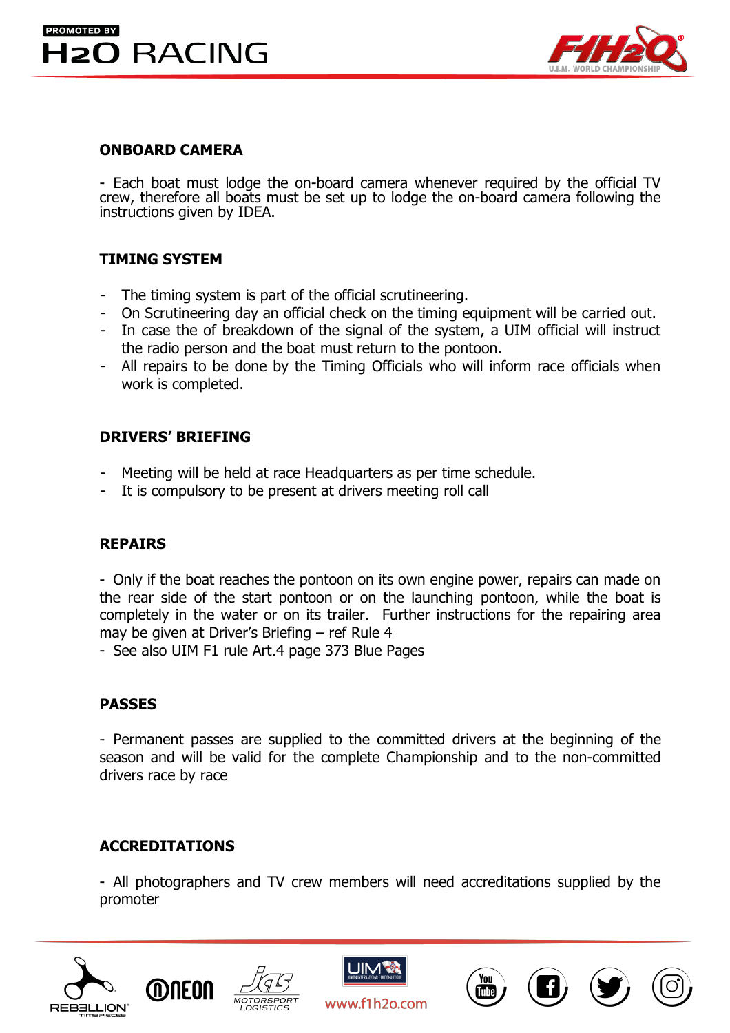## ONBOARD CAMERA

- Each boat must lodge the on-board camera whenever required by the official TV crew, therefore all boats must be set up to lodge the on-board camera following the instructions given by IDEA.

## TIMING SYSTEM

- The timing system is part of the official scrutineering.
- On Scrutineering day an official check on the timing equipment will be carried out.
- In case the of breakdown of the signal of the system, a UIM official will instruct the radio person and the boat must return to the pontoon.
- All repairs to be done by the Timing Officials who will inform race officials when work is completed.

## DRIVERS' BRIEFING

- Meeting will be held at race Headquarters as per time schedule.
- It is compulsory to be present at drivers meeting roll call

## REPAIRS

- Only if the boat reaches the pontoon on its own engine power, repairs can made on the rear side of the start pontoon or on the launching pontoon, while the boat is completely in the water or on its trailer. Further instructions for the repairing area may be given at Driver's Briefing – ref Rule 4
- See also UIM F1 rule Art.4 page 373 Blue Pages

## PASSES

- Permanent passes are supplied to the committed drivers at the beginning of the season and will be valid for the complete Championship and to the non-committed drivers race by race

## ACCREDITATIONS

- All photographers and TV crew members will need accreditations supplied by the promoter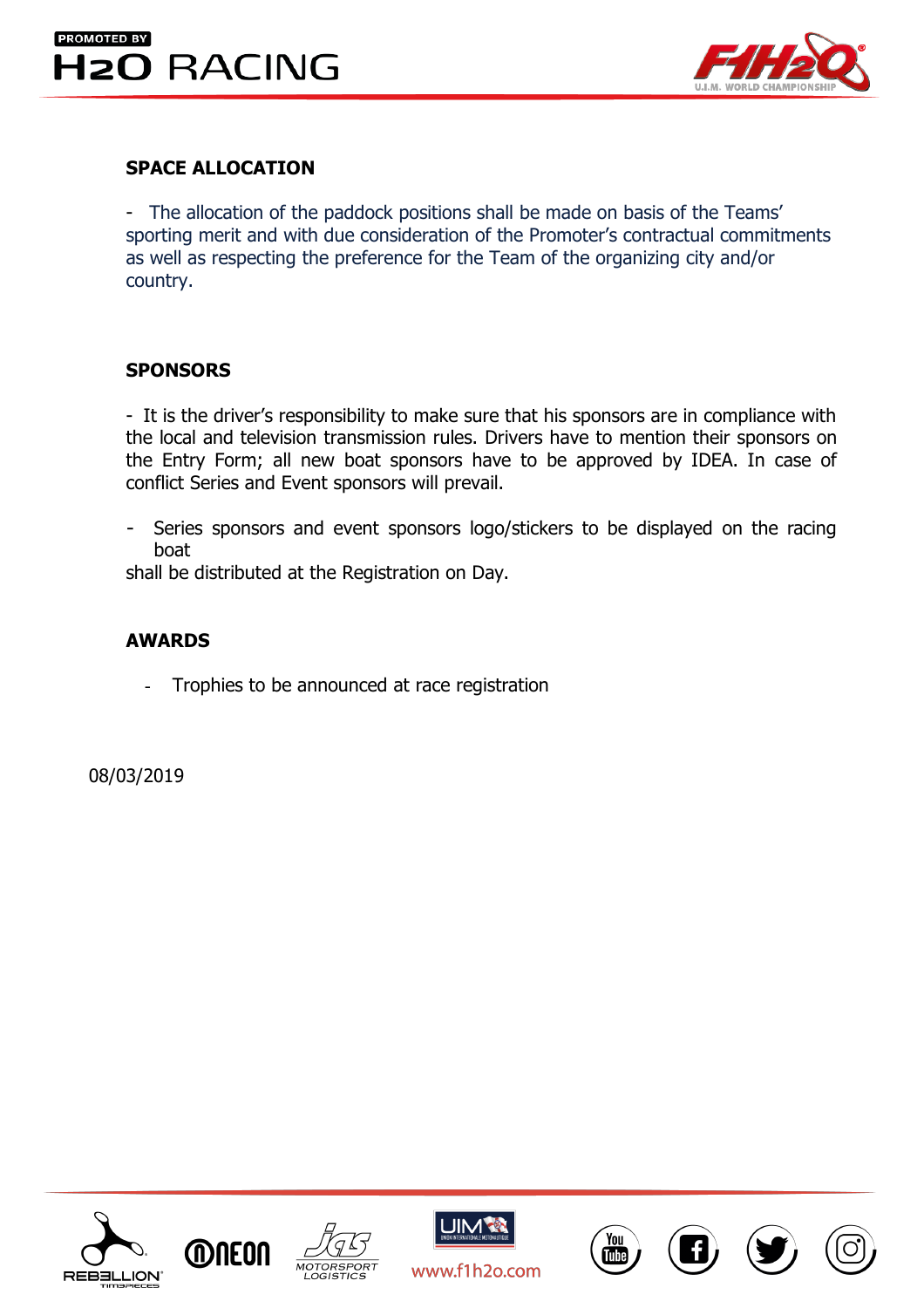## SPACE ALLOCATION

- The allocation of the paddock positions shall be made on basis of the Teams' sporting merit and with due consideration of the Promoter's contractual commitments as well as respecting the preference for the Team of the organizing city and/or country.

## SPONSORS

- It is the driver's responsibility to make sure that his sponsors are in compliance with the local and television transmission rules. Drivers have to mention their sponsors on the Entry Form; all new boat sponsors have to be approved by IDEA. In case of conflict Series and Event sponsors will prevail.

- Series sponsors and event sponsors logo/stickers to be displayed on the racing boat
shall be distributed at the Registration on Day.

## AWARDS

- Trophies to be announced at race registration

08/03/2019